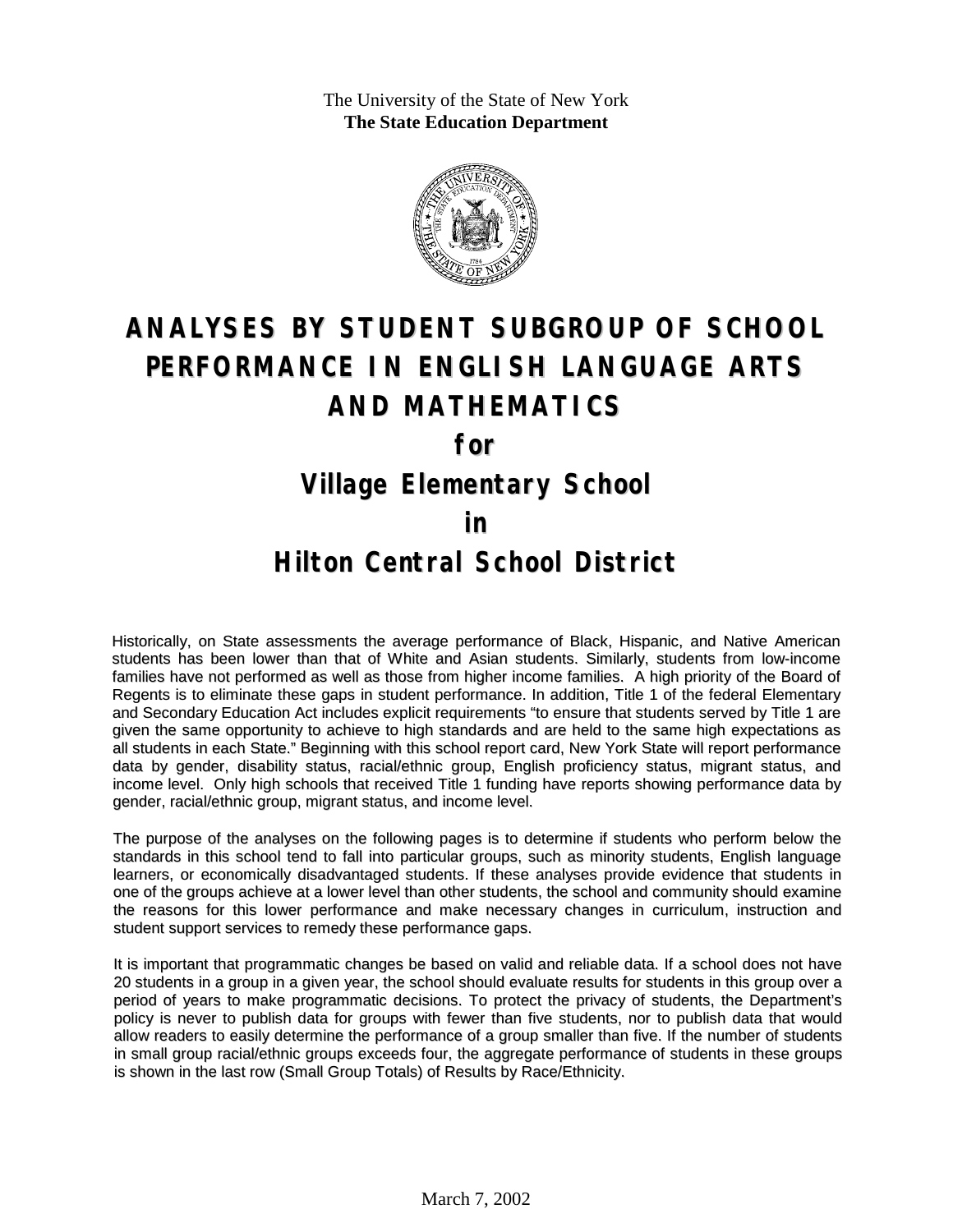The University of the State of New York
**The State Education Department**

# ANALYSES BY STUDENT SUBGROUP OF SCHOOL PERFORMANCE IN ENGLISH LANGUAGE ARTS AND MATHEMATICS

## for

## Village Elementary School

## in

## Hilton Central School District

Historically, on State assessments the average performance of Black, Hispanic, and Native American students has been lower than that of White and Asian students. Similarly, students from low-income families have not performed as well as those from higher income families. A high priority of the Board of Regents is to eliminate these gaps in student performance. In addition, Title 1 of the federal Elementary and Secondary Education Act includes explicit requirements "to ensure that students served by Title 1 are given the same opportunity to achieve to high standards and are held to the same high expectations as all students in each State." Beginning with this school report card, New York State will report performance data by gender, disability status, racial/ethnic group, English proficiency status, migrant status, and income level. Only high schools that received Title 1 funding have reports showing performance data by gender, racial/ethnic group, migrant status, and income level.

The purpose of the analyses on the following pages is to determine if students who perform below the standards in this school tend to fall into particular groups, such as minority students, English language learners, or economically disadvantaged students. If these analyses provide evidence that students in one of the groups achieve at a lower level than other students, the school and community should examine the reasons for this lower performance and make necessary changes in curriculum, instruction and student support services to remedy these performance gaps.

It is important that programmatic changes be based on valid and reliable data. If a school does not have 20 students in a group in a given year, the school should evaluate results for students in this group over a period of years to make programmatic decisions. To protect the privacy of students, the Department's policy is never to publish data for groups with fewer than five students, nor to publish data that would allow readers to easily determine the performance of a group smaller than five. If the number of students in small group racial/ethnic groups exceeds four, the aggregate performance of students in these groups is shown in the last row (Small Group Totals) of Results by Race/Ethnicity.

March 7, 2002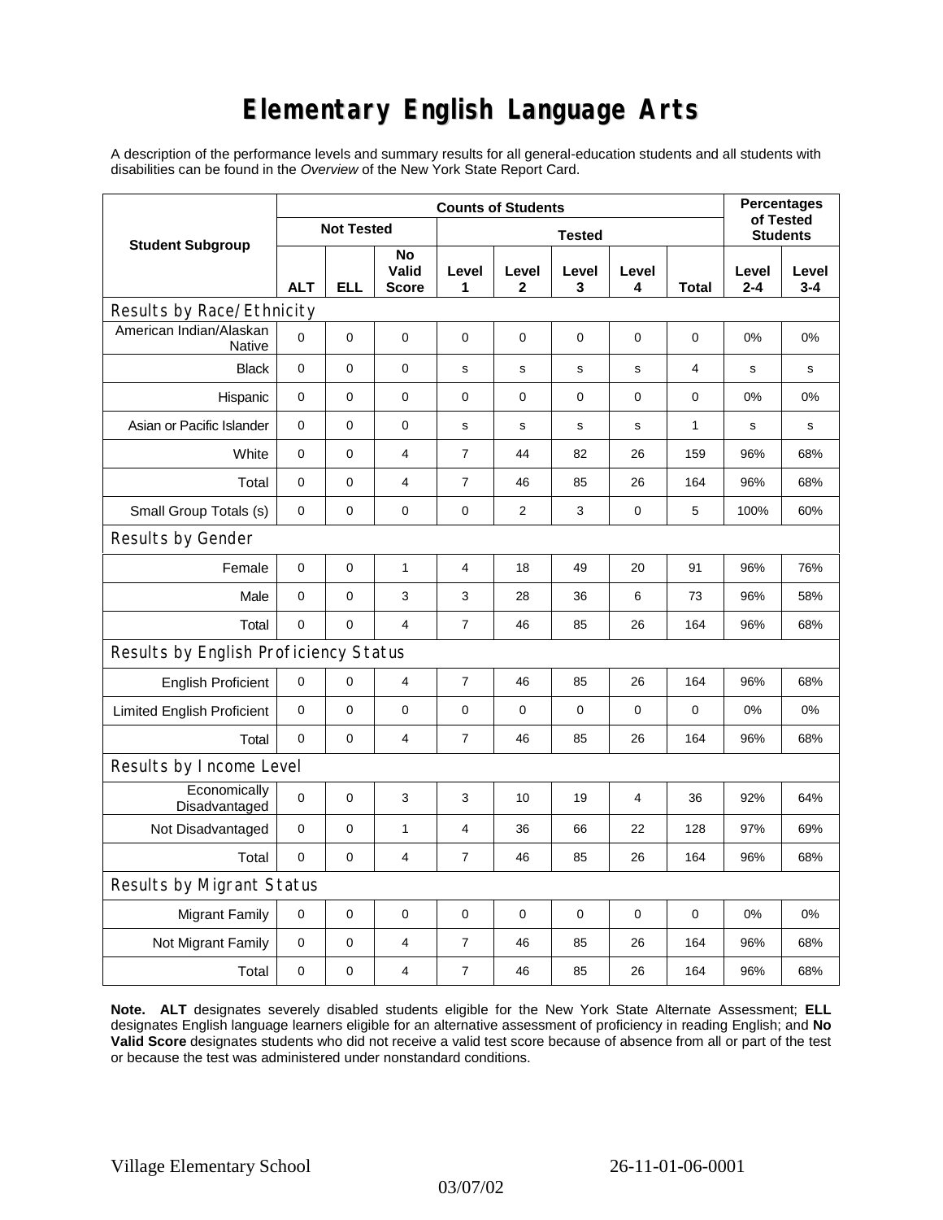# Elementary English Language Arts

A description of the performance levels and summary results for all general-education students and all students with disabilities can be found in the *Overview* of the New York State Report Card.

| Student Subgroup | Counts of Students | | | | | | | | Percentages of Tested Students | |
|---|---|---|---|---|---|---|---|---|---|---|
| | Not Tested | | | Tested | | | | | | |
| | ALT | ELL | No Valid Score | Level 1 | Level 2 | Level 3 | Level 4 | Total | Level 2-4 | Level 3-4 |
| **Results by Race/Ethnicity** | | | | | | | | | | |
| American Indian/Alaskan Native | 0 | 0 | 0 | 0 | 0 | 0 | 0 | 0 | 0% | 0% |
| Black | 0 | 0 | 0 | s | s | s | s | 4 | s | s |
| Hispanic | 0 | 0 | 0 | 0 | 0 | 0 | 0 | 0 | 0% | 0% |
| Asian or Pacific Islander | 0 | 0 | 0 | s | s | s | s | 1 | s | s |
| White | 0 | 0 | 4 | 7 | 44 | 82 | 26 | 159 | 96% | 68% |
| Total | 0 | 0 | 4 | 7 | 46 | 85 | 26 | 164 | 96% | 68% |
| Small Group Totals (s) | 0 | 0 | 0 | 0 | 2 | 3 | 0 | 5 | 100% | 60% |
| **Results by Gender** | | | | | | | | | | |
| Female | 0 | 0 | 1 | 4 | 18 | 49 | 20 | 91 | 96% | 76% |
| Male | 0 | 0 | 3 | 3 | 28 | 36 | 6 | 73 | 96% | 58% |
| Total | 0 | 0 | 4 | 7 | 46 | 85 | 26 | 164 | 96% | 68% |
| **Results by English Proficiency Status** | | | | | | | | | | |
| English Proficient | 0 | 0 | 4 | 7 | 46 | 85 | 26 | 164 | 96% | 68% |
| Limited English Proficient | 0 | 0 | 0 | 0 | 0 | 0 | 0 | 0 | 0% | 0% |
| Total | 0 | 0 | 4 | 7 | 46 | 85 | 26 | 164 | 96% | 68% |
| **Results by Income Level** | | | | | | | | | | |
| Economically Disadvantaged | 0 | 0 | 3 | 3 | 10 | 19 | 4 | 36 | 92% | 64% |
| Not Disadvantaged | 0 | 0 | 1 | 4 | 36 | 66 | 22 | 128 | 97% | 69% |
| Total | 0 | 0 | 4 | 7 | 46 | 85 | 26 | 164 | 96% | 68% |
| **Results by Migrant Status** | | | | | | | | | | |
| Migrant Family | 0 | 0 | 0 | 0 | 0 | 0 | 0 | 0 | 0% | 0% |
| Not Migrant Family | 0 | 0 | 4 | 7 | 46 | 85 | 26 | 164 | 96% | 68% |
| Total | 0 | 0 | 4 | 7 | 46 | 85 | 26 | 164 | 96% | 68% |

**Note. ALT** designates severely disabled students eligible for the New York State Alternate Assessment; **ELL** designates English language learners eligible for an alternative assessment of proficiency in reading English; and **No Valid Score** designates students who did not receive a valid test score because of absence from all or part of the test or because the test was administered under nonstandard conditions.

Village Elementary School 26-11-01-06-0001

03/07/02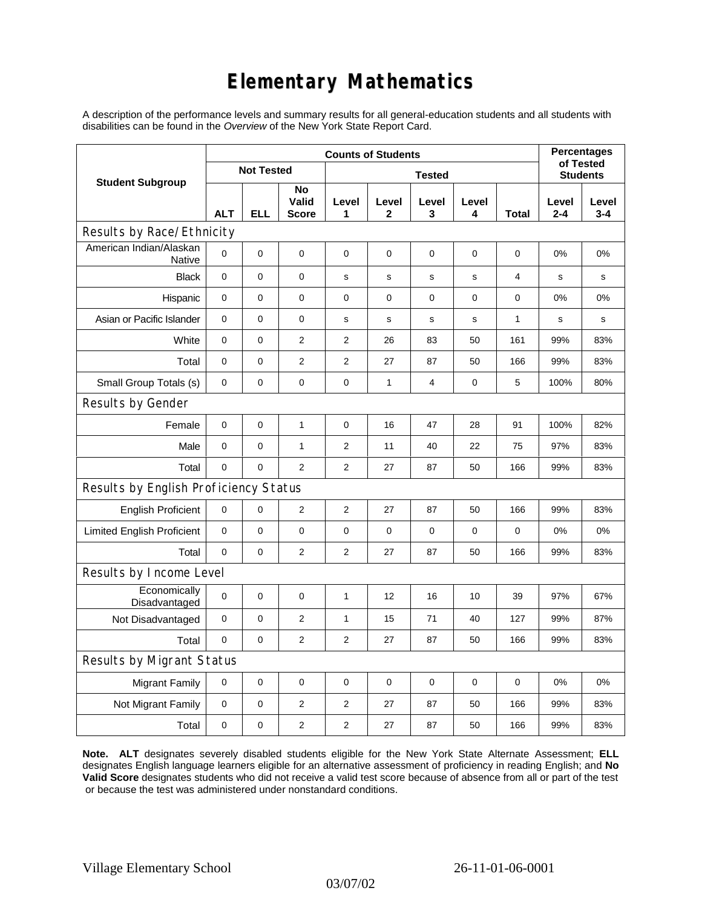# Elementary Mathematics

A description of the performance levels and summary results for all general-education students and all students with disabilities can be found in the *Overview* of the New York State Report Card.

| Student Subgroup | Counts of Students | | | | | | | | Percentages of Tested Students | |
|---|---|---|---|---|---|---|---|---|---|---|
| | Not Tested | | | Tested | | | | | | |
| | ALT | ELL | No Valid Score | Level 1 | Level 2 | Level 3 | Level 4 | Total | Level 2-4 | Level 3-4 |
| **Results by Race/Ethnicity** | | | | | | | | | | |
| American Indian/Alaskan Native | 0 | 0 | 0 | 0 | 0 | 0 | 0 | 0 | 0% | 0% |
| Black | 0 | 0 | 0 | s | s | s | s | 4 | s | s |
| Hispanic | 0 | 0 | 0 | 0 | 0 | 0 | 0 | 0 | 0% | 0% |
| Asian or Pacific Islander | 0 | 0 | 0 | s | s | s | s | 1 | s | s |
| White | 0 | 0 | 2 | 2 | 26 | 83 | 50 | 161 | 99% | 83% |
| Total | 0 | 0 | 2 | 2 | 27 | 87 | 50 | 166 | 99% | 83% |
| Small Group Totals (s) | 0 | 0 | 0 | 0 | 1 | 4 | 0 | 5 | 100% | 80% |
| **Results by Gender** | | | | | | | | | | |
| Female | 0 | 0 | 1 | 0 | 16 | 47 | 28 | 91 | 100% | 82% |
| Male | 0 | 0 | 1 | 2 | 11 | 40 | 22 | 75 | 97% | 83% |
| Total | 0 | 0 | 2 | 2 | 27 | 87 | 50 | 166 | 99% | 83% |
| **Results by English Proficiency Status** | | | | | | | | | | |
| English Proficient | 0 | 0 | 2 | 2 | 27 | 87 | 50 | 166 | 99% | 83% |
| Limited English Proficient | 0 | 0 | 0 | 0 | 0 | 0 | 0 | 0 | 0% | 0% |
| Total | 0 | 0 | 2 | 2 | 27 | 87 | 50 | 166 | 99% | 83% |
| **Results by Income Level** | | | | | | | | | | |
| Economically Disadvantaged | 0 | 0 | 0 | 1 | 12 | 16 | 10 | 39 | 97% | 67% |
| Not Disadvantaged | 0 | 0 | 2 | 1 | 15 | 71 | 40 | 127 | 99% | 87% |
| Total | 0 | 0 | 2 | 2 | 27 | 87 | 50 | 166 | 99% | 83% |
| **Results by Migrant Status** | | | | | | | | | | |
| Migrant Family | 0 | 0 | 0 | 0 | 0 | 0 | 0 | 0 | 0% | 0% |
| Not Migrant Family | 0 | 0 | 2 | 2 | 27 | 87 | 50 | 166 | 99% | 83% |
| Total | 0 | 0 | 2 | 2 | 27 | 87 | 50 | 166 | 99% | 83% |

**Note. ALT** designates severely disabled students eligible for the New York State Alternate Assessment; **ELL** designates English language learners eligible for an alternative assessment of proficiency in reading English; and **No Valid Score** designates students who did not receive a valid test score because of absence from all or part of the test or because the test was administered under nonstandard conditions.

Village Elementary School 26-11-01-06-0001

03/07/02